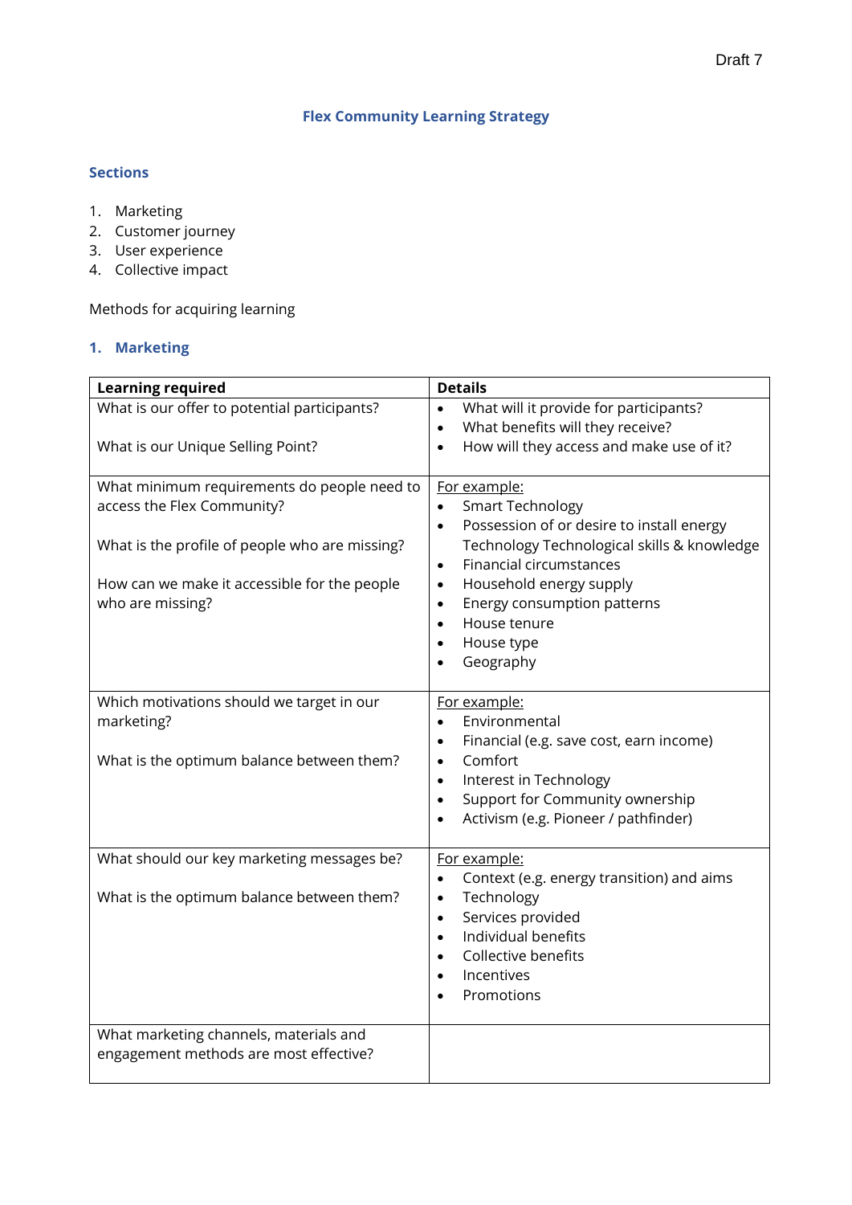Draft 7

# Flex Community Learning Strategy

## Sections

1. Marketing
2. Customer journey
3. User experience
4. Collective impact

Methods for acquiring learning

## 1. Marketing

| Learning required | Details |
|---|---|
| What is our offer to potential participants?<br><br>What is our Unique Selling Point? | • What will it provide for participants?<br>• What benefits will they receive?<br>• How will they access and make use of it? |
| What minimum requirements do people need to access the Flex Community?<br><br>What is the profile of people who are missing?<br><br>How can we make it accessible for the people who are missing? | For example:<br>• Smart Technology<br>• Possession of or desire to install energy Technology Technological skills & knowledge<br>• Financial circumstances<br>• Household energy supply<br>• Energy consumption patterns<br>• House tenure<br>• House type<br>• Geography |
| Which motivations should we target in our marketing?<br><br>What is the optimum balance between them? | For example:<br>• Environmental<br>• Financial (e.g. save cost, earn income)<br>• Comfort<br>• Interest in Technology<br>• Support for Community ownership<br>• Activism (e.g. Pioneer / pathfinder) |
| What should our key marketing messages be?<br><br>What is the optimum balance between them? | For example:<br>• Context (e.g. energy transition) and aims<br>• Technology<br>• Services provided<br>• Individual benefits<br>• Collective benefits<br>• Incentives<br>• Promotions |
| What marketing channels, materials and engagement methods are most effective? | |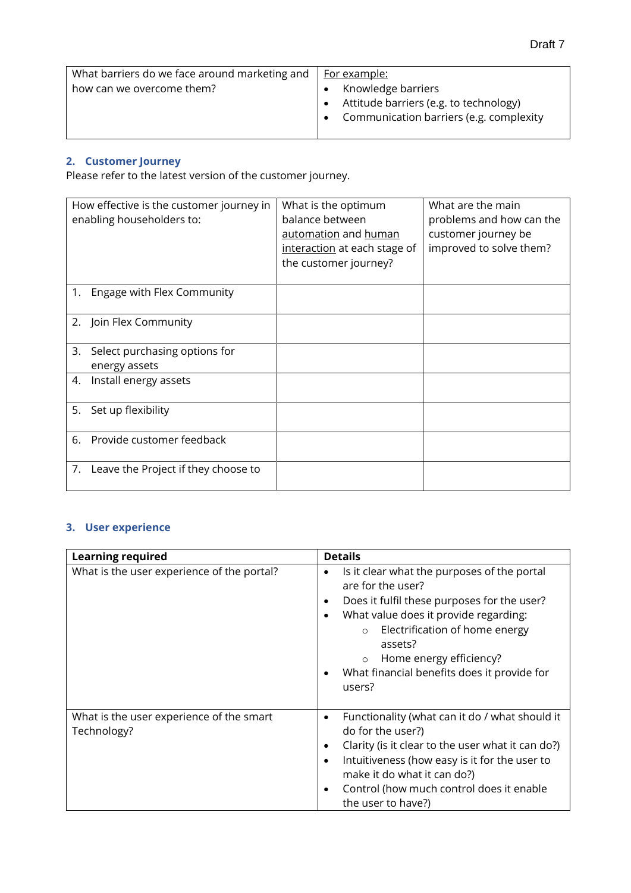| What barriers do we face around marketing and how can we overcome them? | For example:<br>• Knowledge barriers<br>• Attitude barriers (e.g. to technology)<br>• Communication barriers (e.g. complexity |
|---|---|

## 2. Customer Journey

Please refer to the latest version of the customer journey.

| How effective is the customer journey in enabling householders to: | What is the optimum balance between automation and human interaction at each stage of the customer journey? | What are the main problems and how can the customer journey be improved to solve them? |
|---|---|---|
| 1. Engage with Flex Community | | |
| 2. Join Flex Community | | |
| 3. Select purchasing options for energy assets | | |
| 4. Install energy assets | | |
| 5. Set up flexibility | | |
| 6. Provide customer feedback | | |
| 7. Leave the Project if they choose to | | |

## 3. User experience

| **Learning required** | **Details** |
|---|---|
| What is the user experience of the portal? | • Is it clear what the purposes of the portal are for the user?<br>• Does it fulfil these purposes for the user?<br>• What value does it provide regarding:<br>&nbsp;&nbsp;&nbsp;&nbsp;○ Electrification of home energy assets?<br>&nbsp;&nbsp;&nbsp;&nbsp;○ Home energy efficiency?<br>• What financial benefits does it provide for users? |
| What is the user experience of the smart Technology? | • Functionality (what can it do / what should it do for the user?)<br>• Clarity (is it clear to the user what it can do?)<br>• Intuitiveness (how easy is it for the user to make it do what it can do?)<br>• Control (how much control does it enable the user to have?) |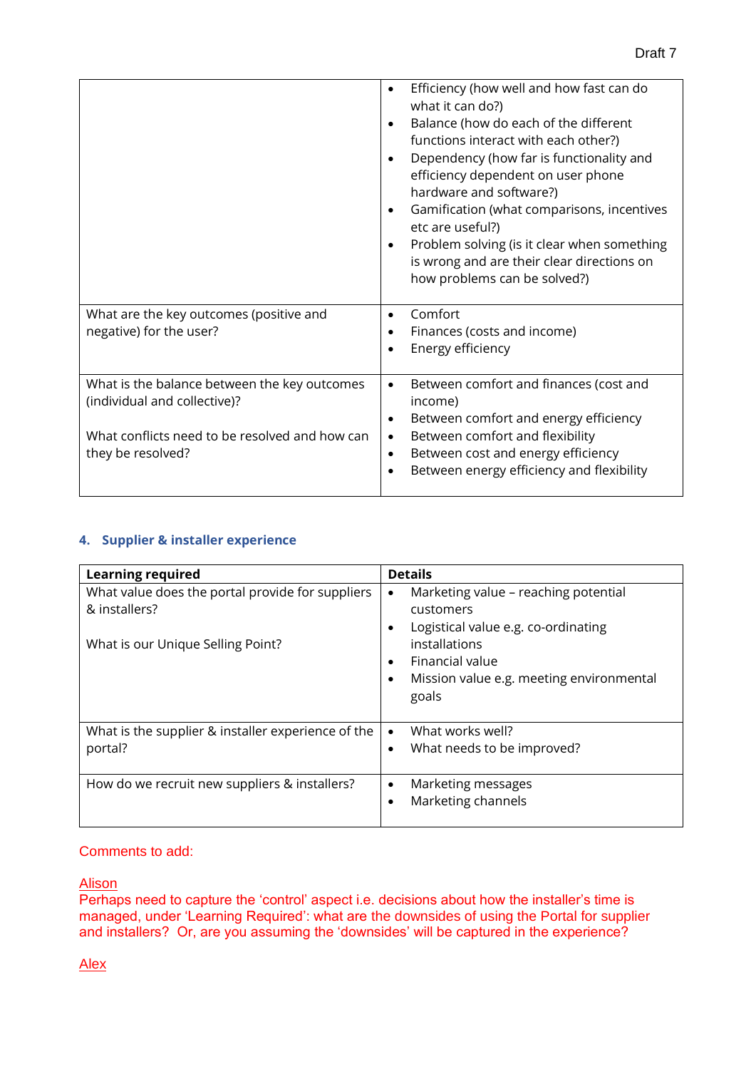| | |
|---|---|
| | • Efficiency (how well and how fast can do what it can do?)<br>• Balance (how do each of the different functions interact with each other?)<br>• Dependency (how far is functionality and efficiency dependent on user phone hardware and software?)<br>• Gamification (what comparisons, incentives etc are useful?)<br>• Problem solving (is it clear when something is wrong and are their clear directions on how problems can be solved?) |
| What are the key outcomes (positive and negative) for the user? | • Comfort<br>• Finances (costs and income)<br>• Energy efficiency |
| What is the balance between the key outcomes (individual and collective)?<br><br>What conflicts need to be resolved and how can they be resolved? | • Between comfort and finances (cost and income)<br>• Between comfort and energy efficiency<br>• Between comfort and flexibility<br>• Between cost and energy efficiency<br>• Between energy efficiency and flexibility |

## 4. Supplier & installer experience

| Learning required | Details |
|---|---|
| What value does the portal provide for suppliers & installers?<br><br>What is our Unique Selling Point? | • Marketing value – reaching potential customers<br>• Logistical value e.g. co-ordinating installations<br>• Financial value<br>• Mission value e.g. meeting environmental goals |
| What is the supplier & installer experience of the portal? | • What works well?<br>• What needs to be improved? |
| How do we recruit new suppliers & installers? | • Marketing messages<br>• Marketing channels |

Comments to add:

Alison
Perhaps need to capture the 'control' aspect i.e. decisions about how the installer's time is managed, under 'Learning Required': what are the downsides of using the Portal for supplier and installers? Or, are you assuming the 'downsides' will be captured in the experience?

Alex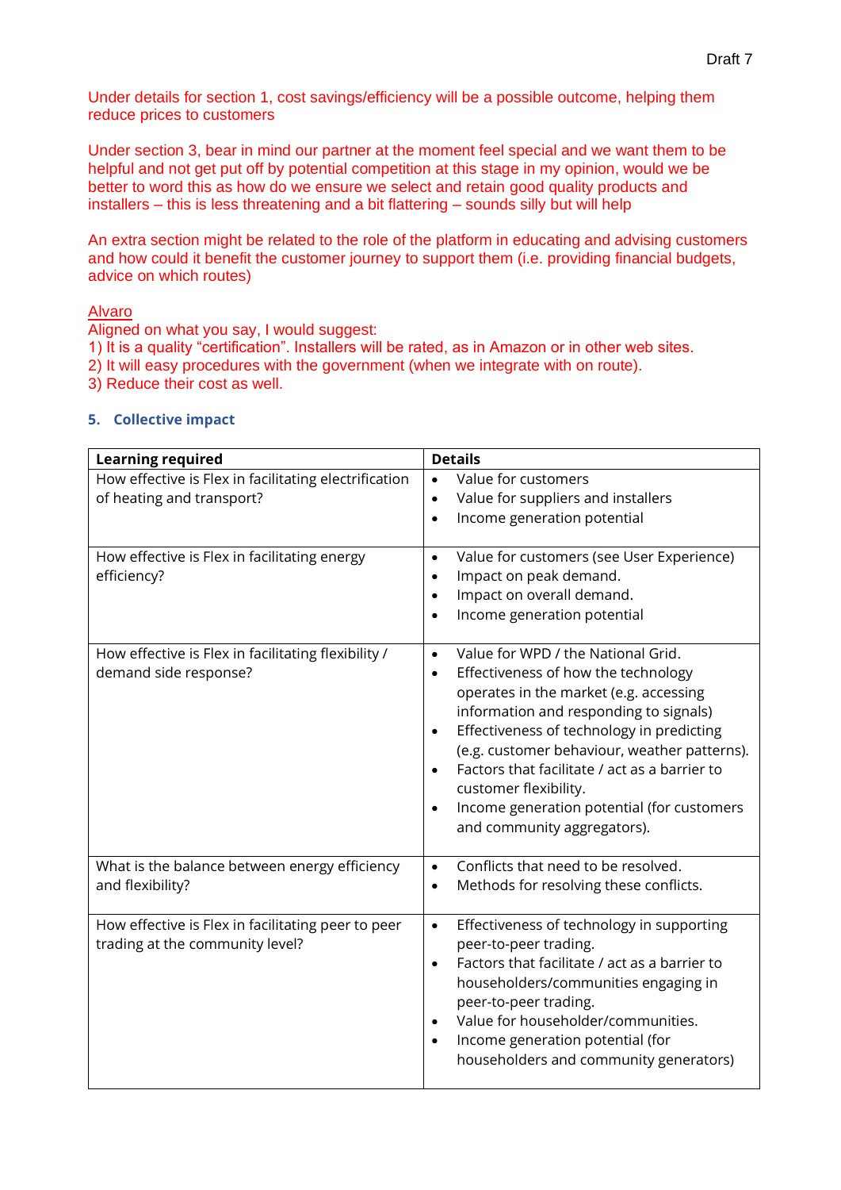Draft 7

Under details for section 1, cost savings/efficiency will be a possible outcome, helping them reduce prices to customers

Under section 3, bear in mind our partner at the moment feel special and we want them to be helpful and not get put off by potential competition at this stage in my opinion, would we be better to word this as how do we ensure we select and retain good quality products and installers – this is less threatening and a bit flattering – sounds silly but will help

An extra section might be related to the role of the platform in educating and advising customers and how could it benefit the customer journey to support them (i.e. providing financial budgets, advice on which routes)

Alvaro
Aligned on what you say, I would suggest:
1) It is a quality "certification". Installers will be rated, as in Amazon or in other web sites.
2) It will easy procedures with the government (when we integrate with on route).
3) Reduce their cost as well.

### 5. Collective impact

| Learning required | Details |
|---|---|
| How effective is Flex in facilitating electrification of heating and transport? | • Value for customers<br>• Value for suppliers and installers<br>• Income generation potential |
| How effective is Flex in facilitating energy efficiency? | • Value for customers (see User Experience)<br>• Impact on peak demand.<br>• Impact on overall demand.<br>• Income generation potential |
| How effective is Flex in facilitating flexibility / demand side response? | • Value for WPD / the National Grid.<br>• Effectiveness of how the technology operates in the market (e.g. accessing information and responding to signals)<br>• Effectiveness of technology in predicting (e.g. customer behaviour, weather patterns).<br>• Factors that facilitate / act as a barrier to customer flexibility.<br>• Income generation potential (for customers and community aggregators). |
| What is the balance between energy efficiency and flexibility? | • Conflicts that need to be resolved.<br>• Methods for resolving these conflicts. |
| How effective is Flex in facilitating peer to peer trading at the community level? | • Effectiveness of technology in supporting peer-to-peer trading.<br>• Factors that facilitate / act as a barrier to householders/communities engaging in peer-to-peer trading.<br>• Value for householder/communities.<br>• Income generation potential (for householders and community generators) |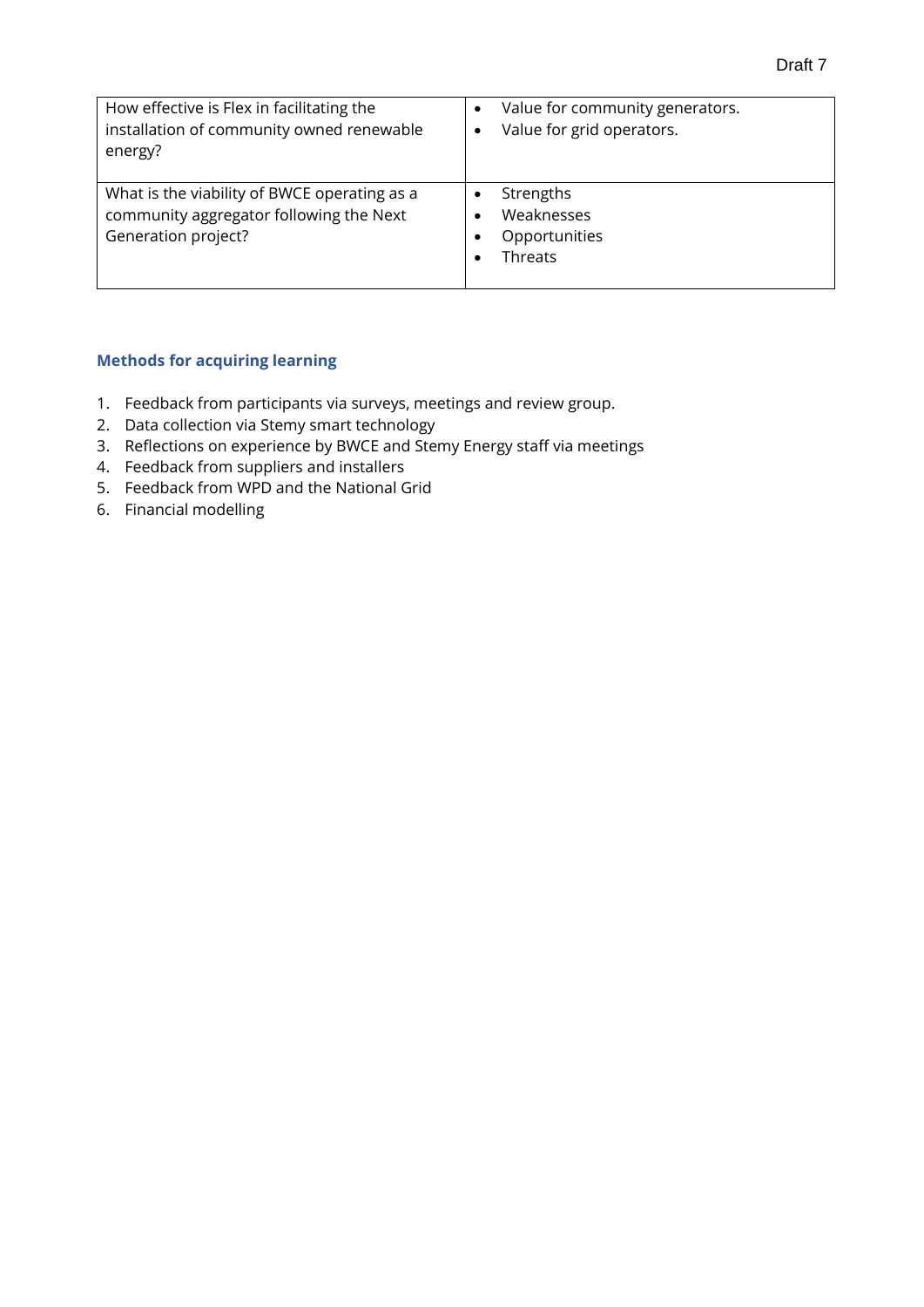| | |
|---|---|
| How effective is Flex in facilitating the installation of community owned renewable energy? | • Value for community generators.<br>• Value for grid operators. |
| What is the viability of BWCE operating as a community aggregator following the Next Generation project? | • Strengths<br>• Weaknesses<br>• Opportunities<br>• Threats |

### Methods for acquiring learning

1. Feedback from participants via surveys, meetings and review group.
2. Data collection via Stemy smart technology
3. Reflections on experience by BWCE and Stemy Energy staff via meetings
4. Feedback from suppliers and installers
5. Feedback from WPD and the National Grid
6. Financial modelling